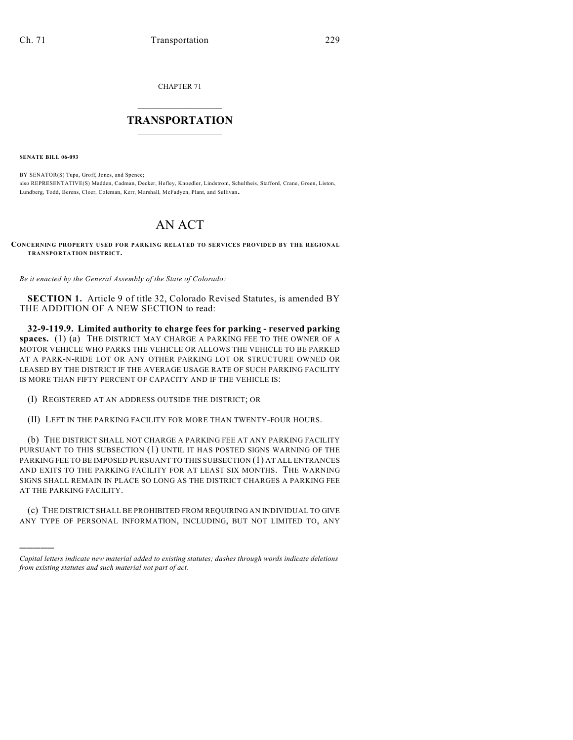CHAPTER 71

# TRANSPORTATION

**SENATE BILL 06-093**

BY SENATOR(S) Tupa, Groff, Jones, and Spence;
also REPRESENTATIVE(S) Madden, Cadman, Decker, Hefley, Knoedler, Lindstrom, Schultheis, Stafford, Crane, Green, Liston, Lundberg, Todd, Berens, Cloer, Coleman, Kerr, Marshall, McFadyen, Plant, and Sullivan.

# AN ACT

**CONCERNING PROPERTY USED FOR PARKING RELATED TO SERVICES PROVIDED BY THE REGIONAL TRANSPORTATION DISTRICT.**

*Be it enacted by the General Assembly of the State of Colorado:*

**SECTION 1.** Article 9 of title 32, Colorado Revised Statutes, is amended BY THE ADDITION OF A NEW SECTION to read:

**32-9-119.9. Limited authority to charge fees for parking - reserved parking spaces.** (1) (a) THE DISTRICT MAY CHARGE A PARKING FEE TO THE OWNER OF A MOTOR VEHICLE WHO PARKS THE VEHICLE OR ALLOWS THE VEHICLE TO BE PARKED AT A PARK-N-RIDE LOT OR ANY OTHER PARKING LOT OR STRUCTURE OWNED OR LEASED BY THE DISTRICT IF THE AVERAGE USAGE RATE OF SUCH PARKING FACILITY IS MORE THAN FIFTY PERCENT OF CAPACITY AND IF THE VEHICLE IS:

(I) REGISTERED AT AN ADDRESS OUTSIDE THE DISTRICT; OR

(II) LEFT IN THE PARKING FACILITY FOR MORE THAN TWENTY-FOUR HOURS.

(b) THE DISTRICT SHALL NOT CHARGE A PARKING FEE AT ANY PARKING FACILITY PURSUANT TO THIS SUBSECTION (1) UNTIL IT HAS POSTED SIGNS WARNING OF THE PARKING FEE TO BE IMPOSED PURSUANT TO THIS SUBSECTION (1) AT ALL ENTRANCES AND EXITS TO THE PARKING FACILITY FOR AT LEAST SIX MONTHS. THE WARNING SIGNS SHALL REMAIN IN PLACE SO LONG AS THE DISTRICT CHARGES A PARKING FEE AT THE PARKING FACILITY.

(c) THE DISTRICT SHALL BE PROHIBITED FROM REQUIRING AN INDIVIDUAL TO GIVE ANY TYPE OF PERSONAL INFORMATION, INCLUDING, BUT NOT LIMITED TO, ANY

---

*Capital letters indicate new material added to existing statutes; dashes through words indicate deletions from existing statutes and such material not part of act.*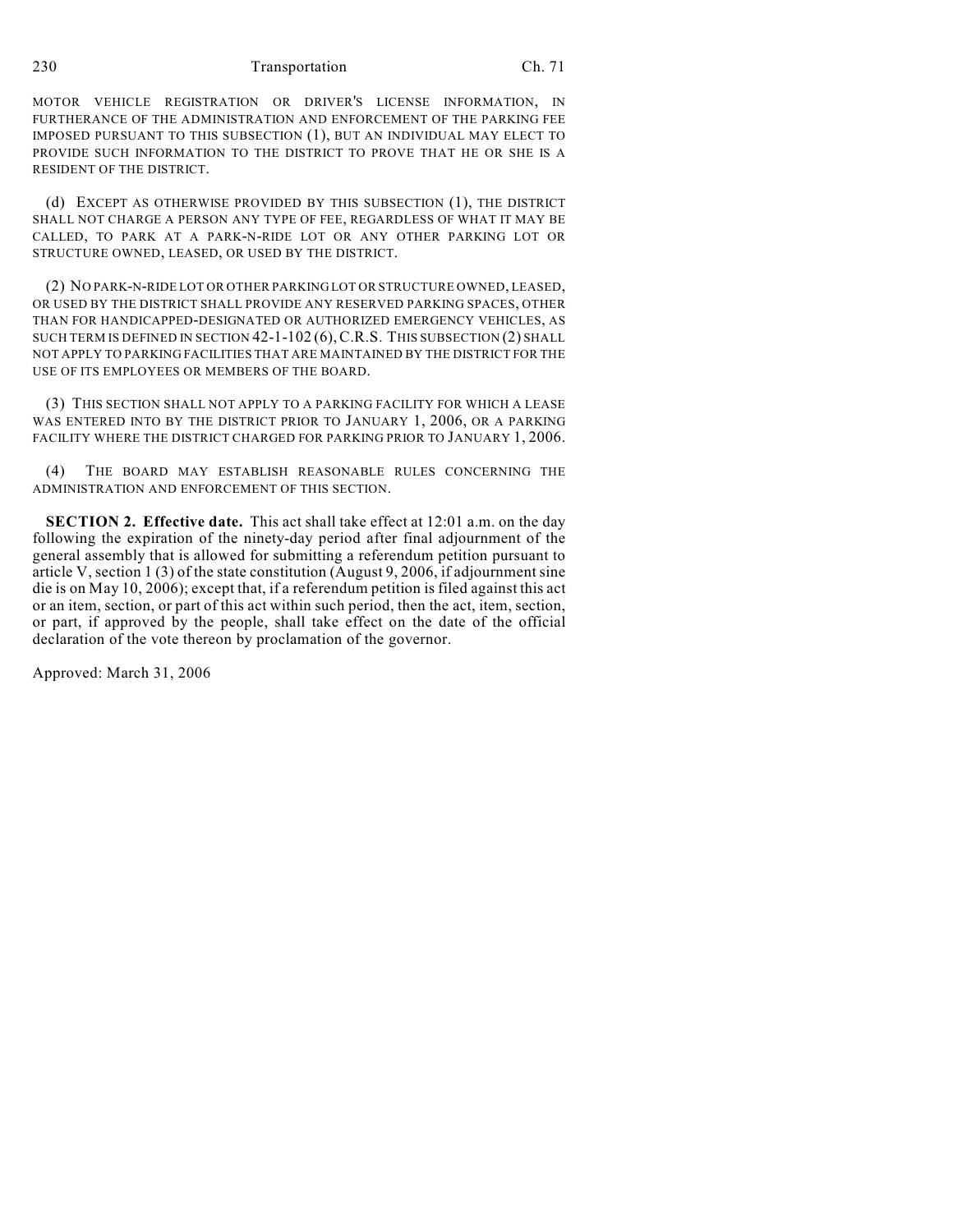MOTOR VEHICLE REGISTRATION OR DRIVER'S LICENSE INFORMATION, IN FURTHERANCE OF THE ADMINISTRATION AND ENFORCEMENT OF THE PARKING FEE IMPOSED PURSUANT TO THIS SUBSECTION (1), BUT AN INDIVIDUAL MAY ELECT TO PROVIDE SUCH INFORMATION TO THE DISTRICT TO PROVE THAT HE OR SHE IS A RESIDENT OF THE DISTRICT.

(d) EXCEPT AS OTHERWISE PROVIDED BY THIS SUBSECTION (1), THE DISTRICT SHALL NOT CHARGE A PERSON ANY TYPE OF FEE, REGARDLESS OF WHAT IT MAY BE CALLED, TO PARK AT A PARK-N-RIDE LOT OR ANY OTHER PARKING LOT OR STRUCTURE OWNED, LEASED, OR USED BY THE DISTRICT.

(2) NO PARK-N-RIDE LOT OR OTHER PARKING LOT OR STRUCTURE OWNED, LEASED, OR USED BY THE DISTRICT SHALL PROVIDE ANY RESERVED PARKING SPACES, OTHER THAN FOR HANDICAPPED-DESIGNATED OR AUTHORIZED EMERGENCY VEHICLES, AS SUCH TERM IS DEFINED IN SECTION 42-1-102 (6), C.R.S. THIS SUBSECTION (2) SHALL NOT APPLY TO PARKING FACILITIES THAT ARE MAINTAINED BY THE DISTRICT FOR THE USE OF ITS EMPLOYEES OR MEMBERS OF THE BOARD.

(3) THIS SECTION SHALL NOT APPLY TO A PARKING FACILITY FOR WHICH A LEASE WAS ENTERED INTO BY THE DISTRICT PRIOR TO JANUARY 1, 2006, OR A PARKING FACILITY WHERE THE DISTRICT CHARGED FOR PARKING PRIOR TO JANUARY 1, 2006.

(4) THE BOARD MAY ESTABLISH REASONABLE RULES CONCERNING THE ADMINISTRATION AND ENFORCEMENT OF THIS SECTION.

**SECTION 2. Effective date.** This act shall take effect at 12:01 a.m. on the day following the expiration of the ninety-day period after final adjournment of the general assembly that is allowed for submitting a referendum petition pursuant to article V, section 1 (3) of the state constitution (August 9, 2006, if adjournment sine die is on May 10, 2006); except that, if a referendum petition is filed against this act or an item, section, or part of this act within such period, then the act, item, section, or part, if approved by the people, shall take effect on the date of the official declaration of the vote thereon by proclamation of the governor.

Approved: March 31, 2006